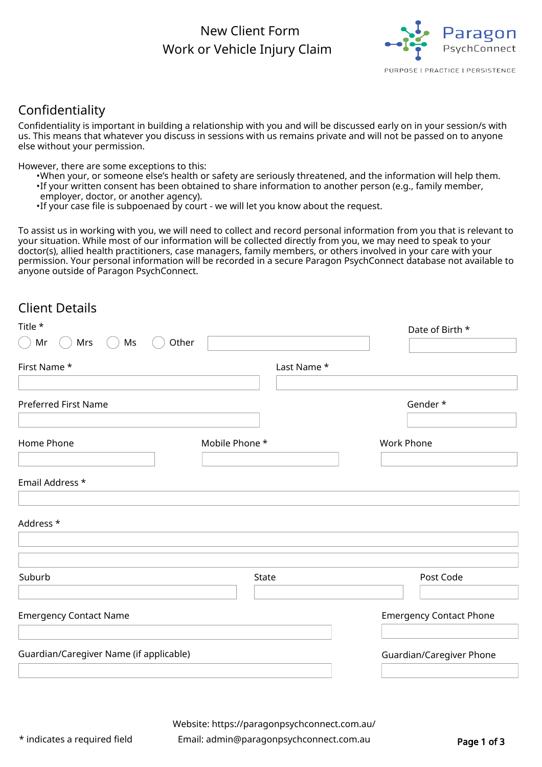# New Client Form
## Work or Vehicle Injury Claim

Paragon PsychConnect

PURPOSE | PRACTICE | PERSISTENCE

## Confidentiality

Confidentiality is important in building a relationship with you and will be discussed early on in your session/s with us. This means that whatever you discuss in sessions with us remains private and will not be passed on to anyone else without your permission.

However, there are some exceptions to this:

- When your, or someone else's health or safety are seriously threatened, and the information will help them.
- If your written consent has been obtained to share information to another person (e.g., family member, employer, doctor, or another agency).
- If your case file is subpoenaed by court - we will let you know about the request.

To assist us in working with you, we will need to collect and record personal information from you that is relevant to your situation. While most of our information will be collected directly from you, we may need to speak to your doctor(s), allied health practitioners, case managers, family members, or others involved in your care with your permission. Your personal information will be recorded in a secure Paragon PsychConnect database not available to anyone outside of Paragon PsychConnect.

## Client Details

Title *

○ Mr ○ Mrs ○ Ms ○ Other ______

Date of Birth * ______

First Name * ______

Last Name * ______

Preferred First Name ______

Gender * ______

Home Phone ______

Mobile Phone * ______

Work Phone ______

Email Address * ______

Address * ______

______

Suburb ______

State ______

Post Code ______

Emergency Contact Name ______

Emergency Contact Phone ______

Guardian/Caregiver Name (if applicable) ______

Guardian/Caregiver Phone ______

\* indicates a required field

Website: https://paragonpsychconnect.com.au/

Email: admin@paragonpsychconnect.com.au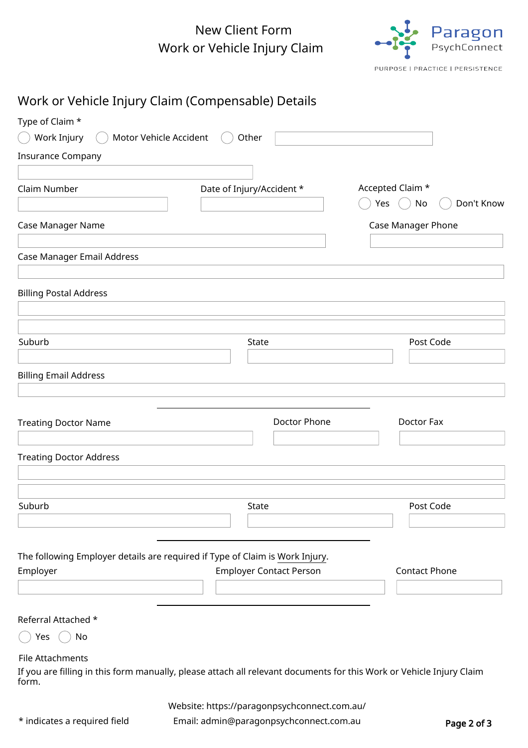New Client Form
Work or Vehicle Injury Claim

Paragon
PsychConnect

PURPOSE | PRACTICE | PERSISTENCE

## Work or Vehicle Injury Claim (Compensable) Details

Type of Claim *

○ Work Injury ○ Motor Vehicle Accident ○ Other ______

Insurance Company

______

Claim Number ______ Date of Injury/Accident * ______

Accepted Claim *

○ Yes ○ No ○ Don't Know

Case Manager Name ______ Case Manager Phone ______

Case Manager Email Address

______

Billing Postal Address

______

______

Suburb ______ State ______ Post Code ______

Billing Email Address

______

---

Treating Doctor Name ______ Doctor Phone ______ Doctor Fax ______

Treating Doctor Address

______

______

Suburb ______ State ______ Post Code ______

---

The following Employer details are required if Type of Claim is Work Injury.

Employer ______ Employer Contact Person ______ Contact Phone ______

---

Referral Attached *

○ Yes ○ No

File Attachments

If you are filling in this form manually, please attach all relevant documents for this Work or Vehicle Injury Claim form.

* indicates a required field

Website: https://paragonpsychconnect.com.au/
Email: admin@paragonpsychconnect.com.au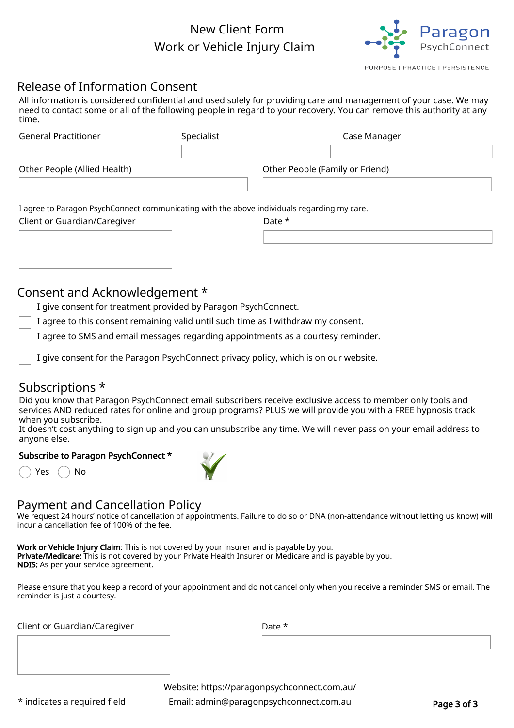New Client Form
Work or Vehicle Injury Claim

Paragon PsychConnect

PURPOSE | PRACTICE | PERSISTENCE

## Release of Information Consent

All information is considered confidential and used solely for providing care and management of your case. We may need to contact some or all of the following people in regard to your recovery. You can remove this authority at any time.

General Practitioner

Specialist

Case Manager

Other People (Allied Health)

Other People (Family or Friend)

I agree to Paragon PsychConnect communicating with the above individuals regarding my care.

Client or Guardian/Caregiver

Date *

## Consent and Acknowledgement *

- ☐ I give consent for treatment provided by Paragon PsychConnect.
- ☐ I agree to this consent remaining valid until such time as I withdraw my consent.
- ☐ I agree to SMS and email messages regarding appointments as a courtesy reminder.
- ☐ I give consent for the Paragon PsychConnect privacy policy, which is on our website.

## Subscriptions *

Did you know that Paragon PsychConnect email subscribers receive exclusive access to member only tools and services AND reduced rates for online and group programs? PLUS we will provide you with a FREE hypnosis track when you subscribe.
It doesn't cost anything to sign up and you can unsubscribe any time. We will never pass on your email address to anyone else.

**Subscribe to Paragon PsychConnect ***

○ Yes ○ No

## Payment and Cancellation Policy

We request 24 hours' notice of cancellation of appointments. Failure to do so or DNA (non-attendance without letting us know) will incur a cancellation fee of 100% of the fee.

**Work or Vehicle Injury Claim**: This is not covered by your insurer and is payable by you.
**Private/Medicare:** This is not covered by your Private Health Insurer or Medicare and is payable by you.
**NDIS:** As per your service agreement.

Please ensure that you keep a record of your appointment and do not cancel only when you receive a reminder SMS or email. The reminder is just a courtesy.

Client or Guardian/Caregiver

Date *

Website: https://paragonpsychconnect.com.au/

Email: admin@paragonpsychconnect.com.au

* indicates a required field